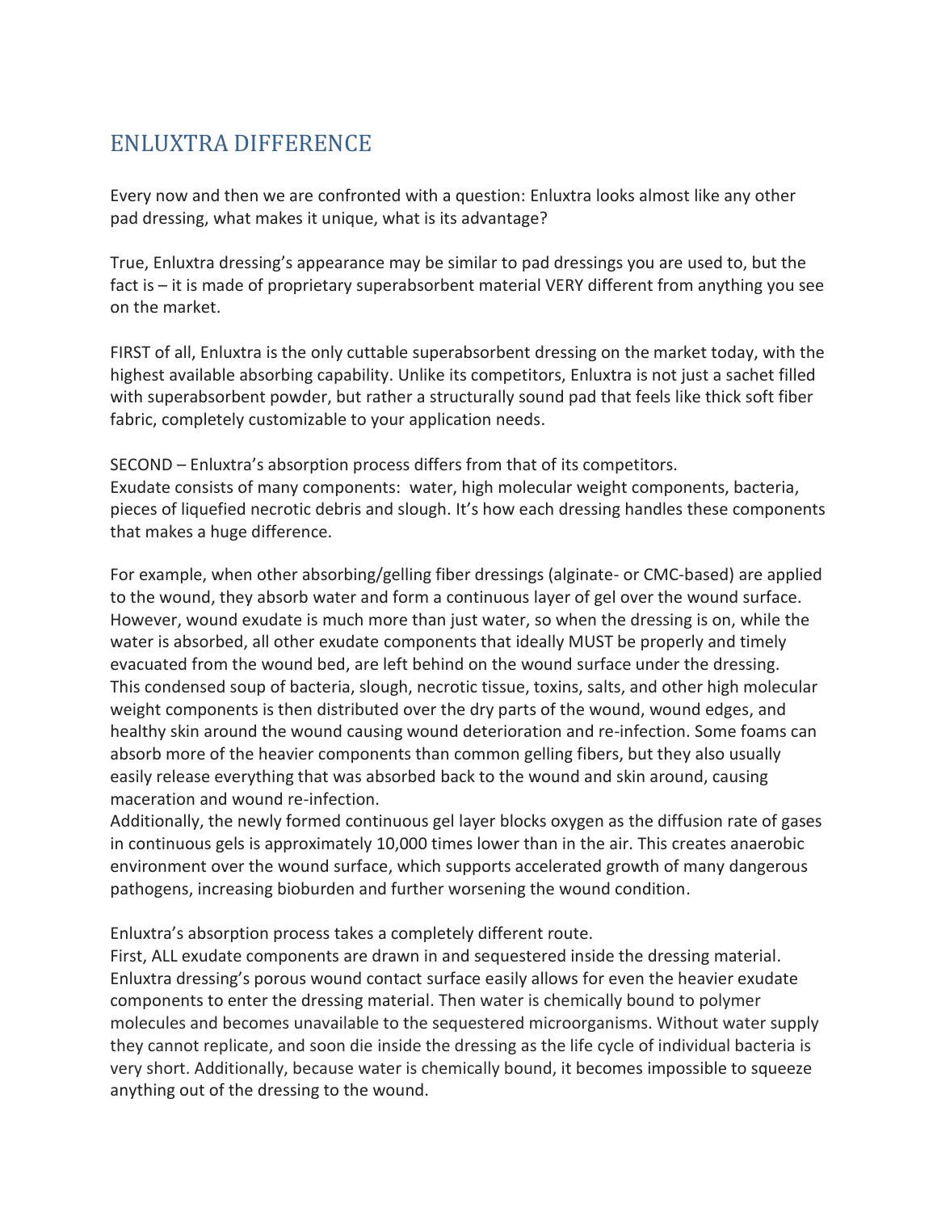## ENLUXTRA DIFFERENCE

Every now and then we are confronted with a question: Enluxtra looks almost like any other pad dressing, what makes it unique, what is its advantage?

True, Enluxtra dressing's appearance may be similar to pad dressings you are used to, but the fact is – it is made of proprietary superabsorbent material VERY different from anything you see on the market.

FIRST of all, Enluxtra is the only cuttable superabsorbent dressing on the market today, with the highest available absorbing capability. Unlike its competitors, Enluxtra is not just a sachet filled with superabsorbent powder, but rather a structurally sound pad that feels like thick soft fiber fabric, completely customizable to your application needs.

SECOND – Enluxtra's absorption process differs from that of its competitors.
Exudate consists of many components: water, high molecular weight components, bacteria, pieces of liquefied necrotic debris and slough. It's how each dressing handles these components that makes a huge difference.

For example, when other absorbing/gelling fiber dressings (alginate- or CMC-based) are applied to the wound, they absorb water and form a continuous layer of gel over the wound surface. However, wound exudate is much more than just water, so when the dressing is on, while the water is absorbed, all other exudate components that ideally MUST be properly and timely evacuated from the wound bed, are left behind on the wound surface under the dressing. This condensed soup of bacteria, slough, necrotic tissue, toxins, salts, and other high molecular weight components is then distributed over the dry parts of the wound, wound edges, and healthy skin around the wound causing wound deterioration and re-infection. Some foams can absorb more of the heavier components than common gelling fibers, but they also usually easily release everything that was absorbed back to the wound and skin around, causing maceration and wound re-infection.
Additionally, the newly formed continuous gel layer blocks oxygen as the diffusion rate of gases in continuous gels is approximately 10,000 times lower than in the air. This creates anaerobic environment over the wound surface, which supports accelerated growth of many dangerous pathogens, increasing bioburden and further worsening the wound condition.

Enluxtra's absorption process takes a completely different route.
First, ALL exudate components are drawn in and sequestered inside the dressing material. Enluxtra dressing's porous wound contact surface easily allows for even the heavier exudate components to enter the dressing material. Then water is chemically bound to polymer molecules and becomes unavailable to the sequestered microorganisms. Without water supply they cannot replicate, and soon die inside the dressing as the life cycle of individual bacteria is very short. Additionally, because water is chemically bound, it becomes impossible to squeeze anything out of the dressing to the wound.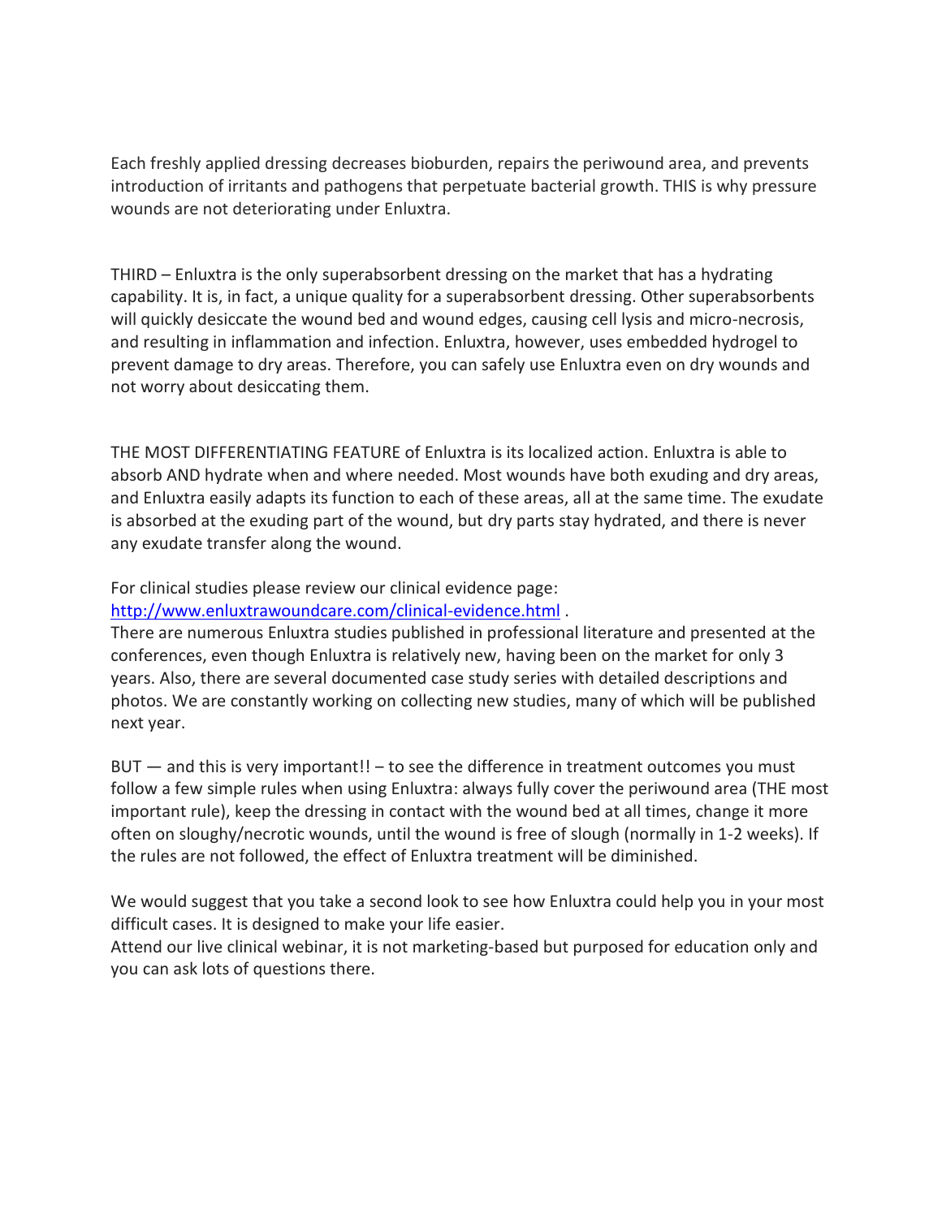Each freshly applied dressing decreases bioburden, repairs the periwound area, and prevents introduction of irritants and pathogens that perpetuate bacterial growth. THIS is why pressure wounds are not deteriorating under Enluxtra.

THIRD – Enluxtra is the only superabsorbent dressing on the market that has a hydrating capability. It is, in fact, a unique quality for a superabsorbent dressing. Other superabsorbents will quickly desiccate the wound bed and wound edges, causing cell lysis and micro-necrosis, and resulting in inflammation and infection. Enluxtra, however, uses embedded hydrogel to prevent damage to dry areas. Therefore, you can safely use Enluxtra even on dry wounds and not worry about desiccating them.

THE MOST DIFFERENTIATING FEATURE of Enluxtra is its localized action. Enluxtra is able to absorb AND hydrate when and where needed. Most wounds have both exuding and dry areas, and Enluxtra easily adapts its function to each of these areas, all at the same time. The exudate is absorbed at the exuding part of the wound, but dry parts stay hydrated, and there is never any exudate transfer along the wound.

For clinical studies please review our clinical evidence page:
[http://www.enluxtrawoundcare.com/clinical-evidence.html](http://www.enluxtrawoundcare.com/clinical-evidence.html) .
There are numerous Enluxtra studies published in professional literature and presented at the conferences, even though Enluxtra is relatively new, having been on the market for only 3 years. Also, there are several documented case study series with detailed descriptions and photos. We are constantly working on collecting new studies, many of which will be published next year.

BUT — and this is very important!! – to see the difference in treatment outcomes you must follow a few simple rules when using Enluxtra: always fully cover the periwound area (THE most important rule), keep the dressing in contact with the wound bed at all times, change it more often on sloughy/necrotic wounds, until the wound is free of slough (normally in 1-2 weeks). If the rules are not followed, the effect of Enluxtra treatment will be diminished.

We would suggest that you take a second look to see how Enluxtra could help you in your most difficult cases. It is designed to make your life easier.
Attend our live clinical webinar, it is not marketing-based but purposed for education only and you can ask lots of questions there.